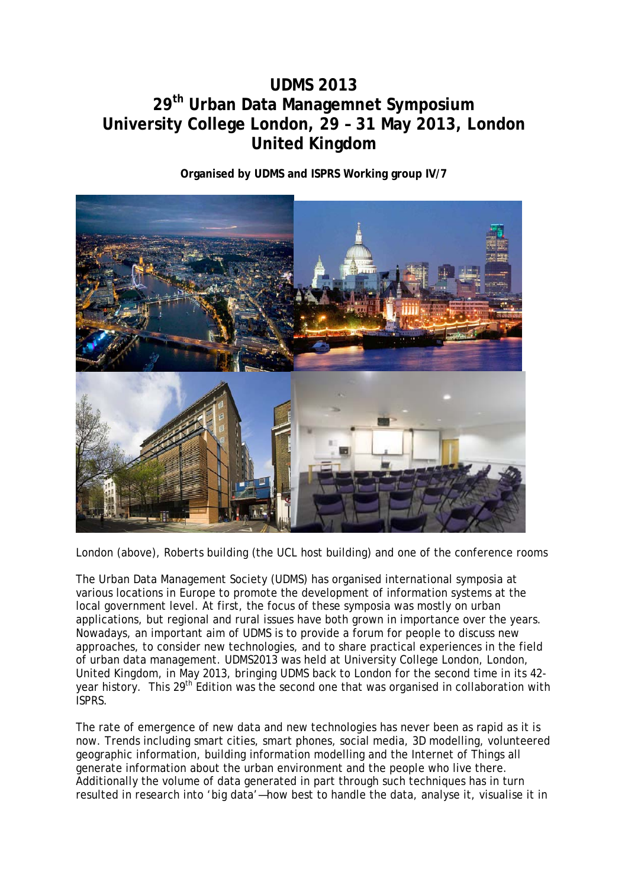# UDMS 2013
# 29th Urban Data Managemnet Symposium
# University College London, 29 – 31 May 2013, London
# United Kingdom

**Organised by UDMS and ISPRS Working group IV/7**

London (above), Roberts building (the UCL host building) and one of the conference rooms

The Urban Data Management Society (UDMS) has organised international symposia at various locations in Europe to promote the development of information systems at the local government level. At first, the focus of these symposia was mostly on urban applications, but regional and rural issues have both grown in importance over the years. Nowadays, an important aim of UDMS is to provide a forum for people to discuss new approaches, to consider new technologies, and to share practical experiences in the field of urban data management. UDMS2013 was held at University College London, London, United Kingdom, in May 2013, bringing UDMS back to London for the second time in its 42-year history. This 29th Edition was the second one that was organised in collaboration with ISPRS.

The rate of emergence of new data and new technologies has never been as rapid as it is now. Trends including smart cities, smart phones, social media, 3D modelling, volunteered geographic information, building information modelling and the Internet of Things all generate information about the urban environment and the people who live there. Additionally the volume of data generated in part through such techniques has in turn resulted in research into 'big data'—how best to handle the data, analyse it, visualise it in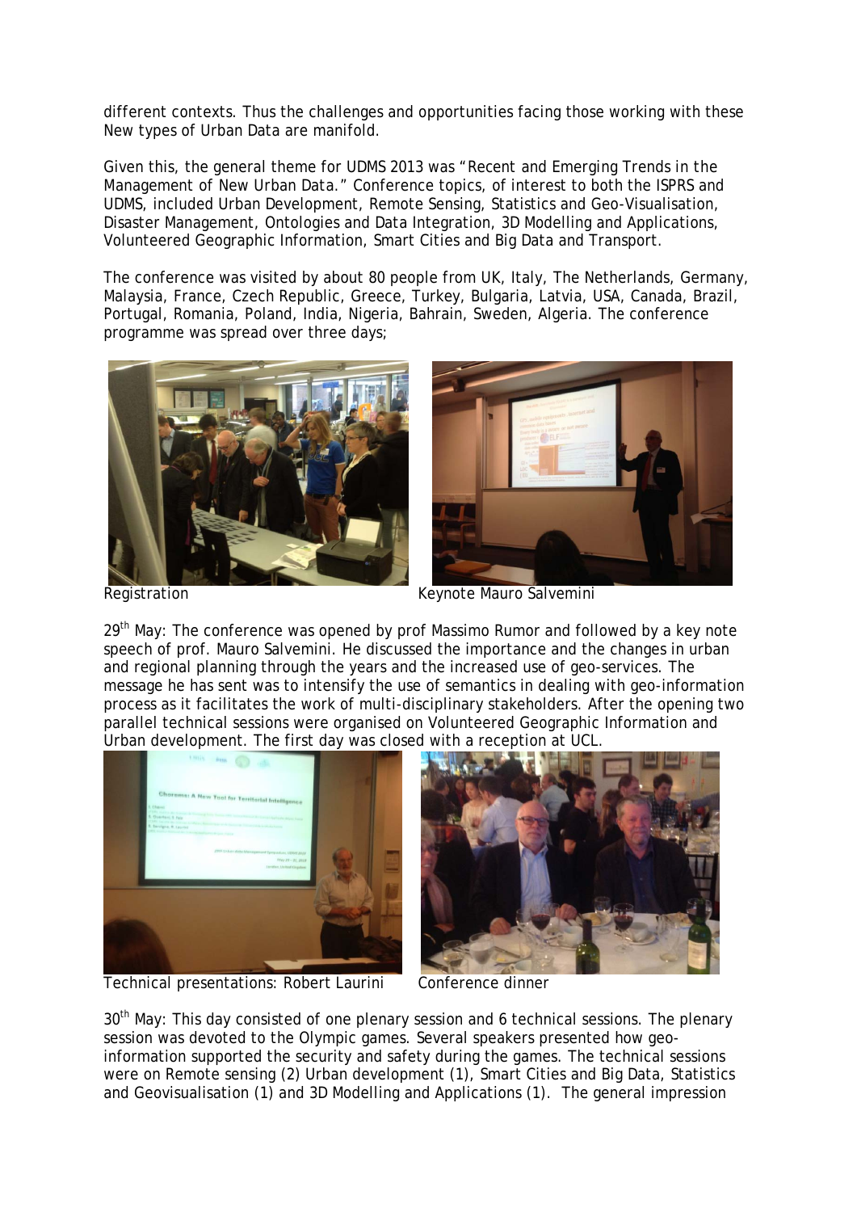different contexts. Thus the challenges and opportunities facing those working with these New types of Urban Data are manifold.

Given this, the general theme for UDMS 2013 was "Recent and Emerging Trends in the Management of New Urban Data." Conference topics, of interest to both the ISPRS and UDMS, included Urban Development, Remote Sensing, Statistics and Geo-Visualisation, Disaster Management, Ontologies and Data Integration, 3D Modelling and Applications, Volunteered Geographic Information, Smart Cities and Big Data and Transport.

The conference was visited by about 80 people from UK, Italy, The Netherlands, Germany, Malaysia, France, Czech Republic, Greece, Turkey, Bulgaria, Latvia, USA, Canada, Brazil, Portugal, Romania, Poland, India, Nigeria, Bahrain, Sweden, Algeria. The conference programme was spread over three days;

Registration

Keynote Mauro Salvemini

29th May: The conference was opened by prof Massimo Rumor and followed by a key note speech of prof. Mauro Salvemini. He discussed the importance and the changes in urban and regional planning through the years and the increased use of geo-services. The message he has sent was to intensify the use of semantics in dealing with geo-information process as it facilitates the work of multi-disciplinary stakeholders. After the opening two parallel technical sessions were organised on Volunteered Geographic Information and Urban development. The first day was closed with a reception at UCL.

Technical presentations: Robert Laurini

Conference dinner

30th May: This day consisted of one plenary session and 6 technical sessions. The plenary session was devoted to the Olympic games. Several speakers presented how geo-information supported the security and safety during the games. The technical sessions were on Remote sensing (2) Urban development (1), Smart Cities and Big Data, Statistics and Geovisualisation (1) and 3D Modelling and Applications (1). The general impression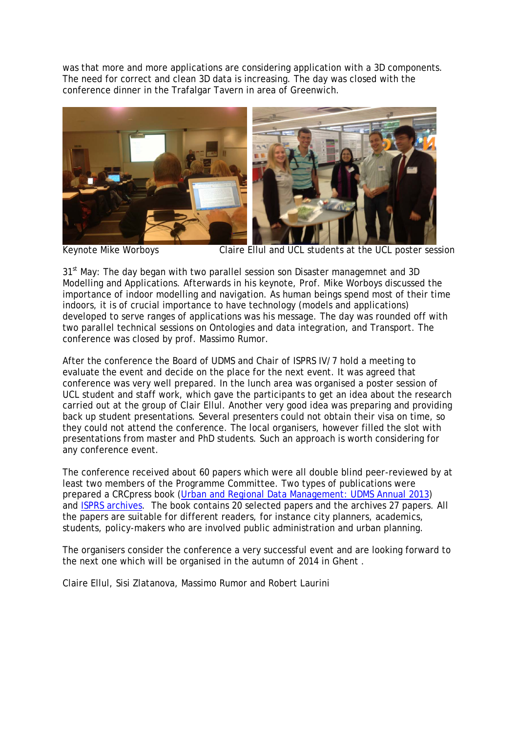was that more and more applications are considering application with a 3D components. The need for correct and clean 3D data is increasing. The day was closed with the conference dinner in the Trafalgar Tavern in area of Greenwich.

Keynote Mike Worboys Claire Ellul and UCL students at the UCL poster session

31st May: The day began with two parallel session son Disaster managemnet and 3D Modelling and Applications. Afterwards in his keynote, Prof. Mike Worboys discussed the importance of indoor modelling and navigation. As human beings spend most of their time indoors, it is of crucial importance to have technology (models and applications) developed to serve ranges of applications was his message. The day was rounded off with two parallel technical sessions on Ontologies and data integration, and Transport. The conference was closed by prof. Massimo Rumor.

After the conference the Board of UDMS and Chair of ISPRS IV/7 hold a meeting to evaluate the event and decide on the place for the next event. It was agreed that conference was very well prepared. In the lunch area was organised a poster session of UCL student and staff work, which gave the participants to get an idea about the research carried out at the group of Clair Ellul. Another very good idea was preparing and providing back up student presentations. Several presenters could not obtain their visa on time, so they could not attend the conference. The local organisers, however filled the slot with presentations from master and PhD students. Such an approach is worth considering for any conference event.

The conference received about 60 papers which were all double blind peer-reviewed by at least two members of the Programme Committee. Two types of publications were prepared a CRCpress book (Urban and Regional Data Management: UDMS Annual 2013) and ISPRS archives. The book contains 20 selected papers and the archives 27 papers. All the papers are suitable for different readers, for instance city planners, academics, students, policy-makers who are involved public administration and urban planning.

The organisers consider the conference a very successful event and are looking forward to the next one which will be organised in the autumn of 2014 in Ghent .

Claire Ellul, Sisi Zlatanova, Massimo Rumor and Robert Laurini